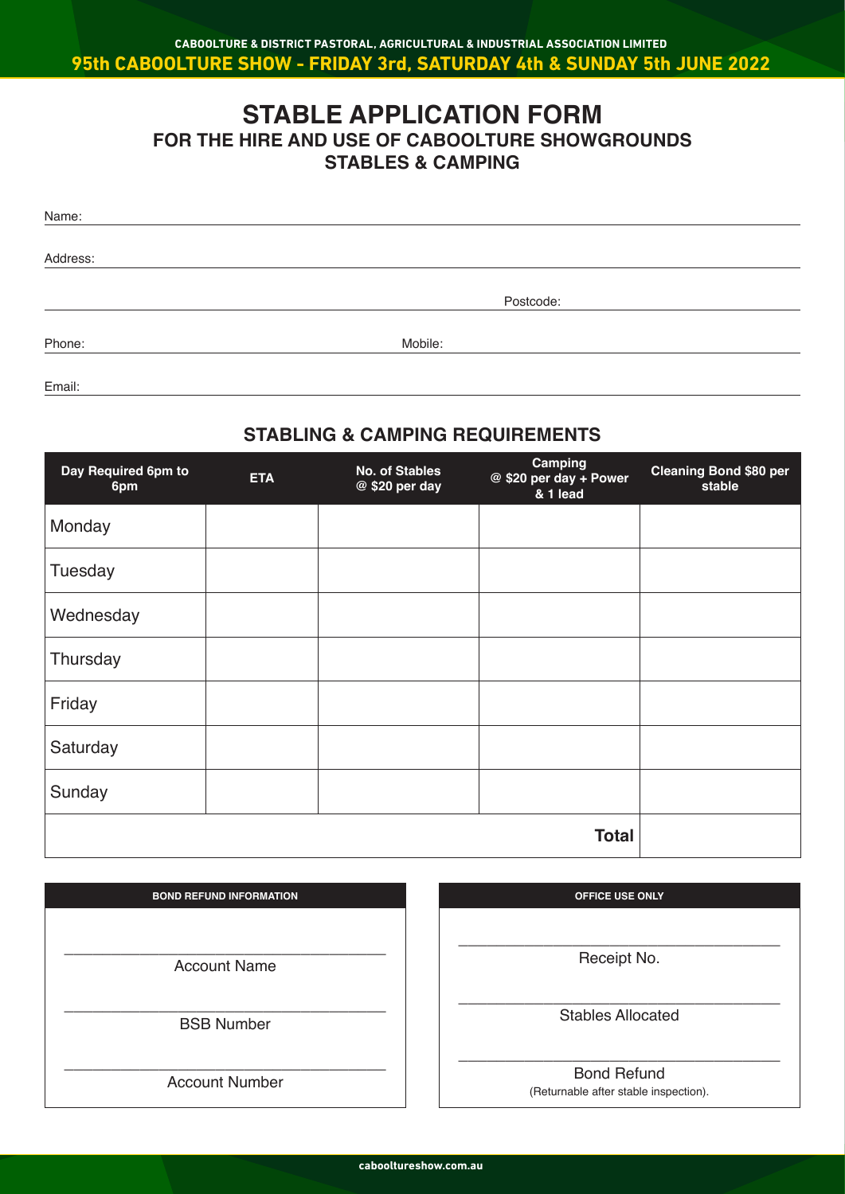CABOOLTURE & DISTRICT PASTORAL, AGRICULTURAL & INDUSTRIAL ASSOCIATION LIMITED

**95th CABOOLTURE SHOW - FRIDAY 3rd, SATURDAY 4th & SUNDAY 5th JUNE 2022**

# STABLE APPLICATION FORM

## FOR THE HIRE AND USE OF CABOOLTURE SHOWGROUNDS STABLES & CAMPING

Name: \_\_\_\_\_\_\_\_\_\_\_\_\_\_\_\_\_\_\_\_\_\_\_\_\_\_\_\_\_\_\_\_\_\_\_\_\_\_\_\_

Address: \_\_\_\_\_\_\_\_\_\_\_\_\_\_\_\_\_\_\_\_\_\_\_\_\_\_\_\_\_\_\_\_\_\_\_\_\_\_\_\_

\_\_\_\_\_\_\_\_\_\_\_\_\_\_\_\_\_\_\_\_\_\_\_\_\_\_ Postcode: \_\_\_\_\_\_\_\_\_\_\_\_\_\_

Phone: \_\_\_\_\_\_\_\_\_\_\_\_\_\_\_\_\_\_\_\_ Mobile: \_\_\_\_\_\_\_\_\_\_\_\_\_\_\_\_\_\_\_\_

Email: \_\_\_\_\_\_\_\_\_\_\_\_\_\_\_\_\_\_\_\_\_\_\_\_\_\_\_\_\_\_\_\_\_\_\_\_\_\_\_\_

## STABLING & CAMPING REQUIREMENTS

| Day Required 6pm to 6pm | ETA | No. of Stables @ $20 per day | Camping @ $20 per day + Power & 1 lead | Cleaning Bond $80 per stable |
|---|---|---|---|---|
| Monday | | | | |
| Tuesday | | | | |
| Wednesday | | | | |
| Thursday | | | | |
| Friday | | | | |
| Saturday | | | | |
| Sunday | | | | |
| | | | **Total** | |

| BOND REFUND INFORMATION |
|---|
| \_\_\_\_\_\_\_\_\_\_\_\_\_\_\_\_\_\_\_\_ Account Name |
| \_\_\_\_\_\_\_\_\_\_\_\_\_\_\_\_\_\_\_\_ BSB Number |
| \_\_\_\_\_\_\_\_\_\_\_\_\_\_\_\_\_\_\_\_ Account Number |

| OFFICE USE ONLY |
|---|
| \_\_\_\_\_\_\_\_\_\_\_\_\_\_\_\_\_\_\_\_ Receipt No. |
| \_\_\_\_\_\_\_\_\_\_\_\_\_\_\_\_\_\_\_\_ Stables Allocated |
| \_\_\_\_\_\_\_\_\_\_\_\_\_\_\_\_\_\_\_\_ Bond Refund (Returnable after stable inspection). |

caboolture show.com.au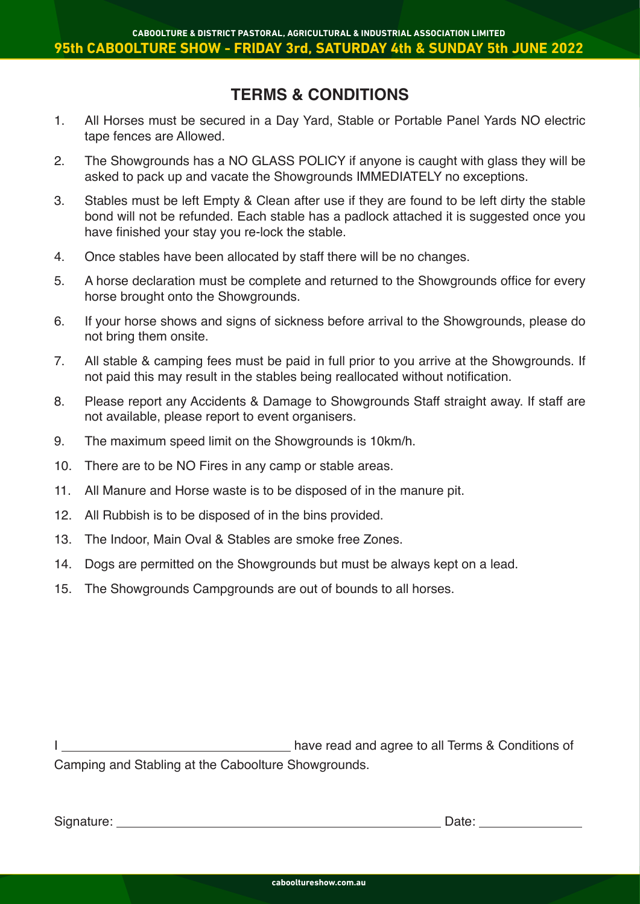## TERMS & CONDITIONS

1. All Horses must be secured in a Day Yard, Stable or Portable Panel Yards NO electric tape fences are Allowed.
2. The Showgrounds has a NO GLASS POLICY if anyone is caught with glass they will be asked to pack up and vacate the Showgrounds IMMEDIATELY no exceptions.
3. Stables must be left Empty & Clean after use if they are found to be left dirty the stable bond will not be refunded. Each stable has a padlock attached it is suggested once you have finished your stay you re-lock the stable.
4. Once stables have been allocated by staff there will be no changes.
5. A horse declaration must be complete and returned to the Showgrounds office for every horse brought onto the Showgrounds.
6. If your horse shows and signs of sickness before arrival to the Showgrounds, please do not bring them onsite.
7. All stable & camping fees must be paid in full prior to you arrive at the Showgrounds. If not paid this may result in the stables being reallocated without notification.
8. Please report any Accidents & Damage to Showgrounds Staff straight away. If staff are not available, please report to event organisers.
9. The maximum speed limit on the Showgrounds is 10km/h.
10. There are to be NO Fires in any camp or stable areas.
11. All Manure and Horse waste is to be disposed of in the manure pit.
12. All Rubbish is to be disposed of in the bins provided.
13. The Indoor, Main Oval & Stables are smoke free Zones.
14. Dogs are permitted on the Showgrounds but must be always kept on a lead.
15. The Showgrounds Campgrounds are out of bounds to all horses.

I ______________________________ have read and agree to all Terms & Conditions of Camping and Stabling at the Caboolture Showgrounds.

Signature: ______________________________ Date: ______________